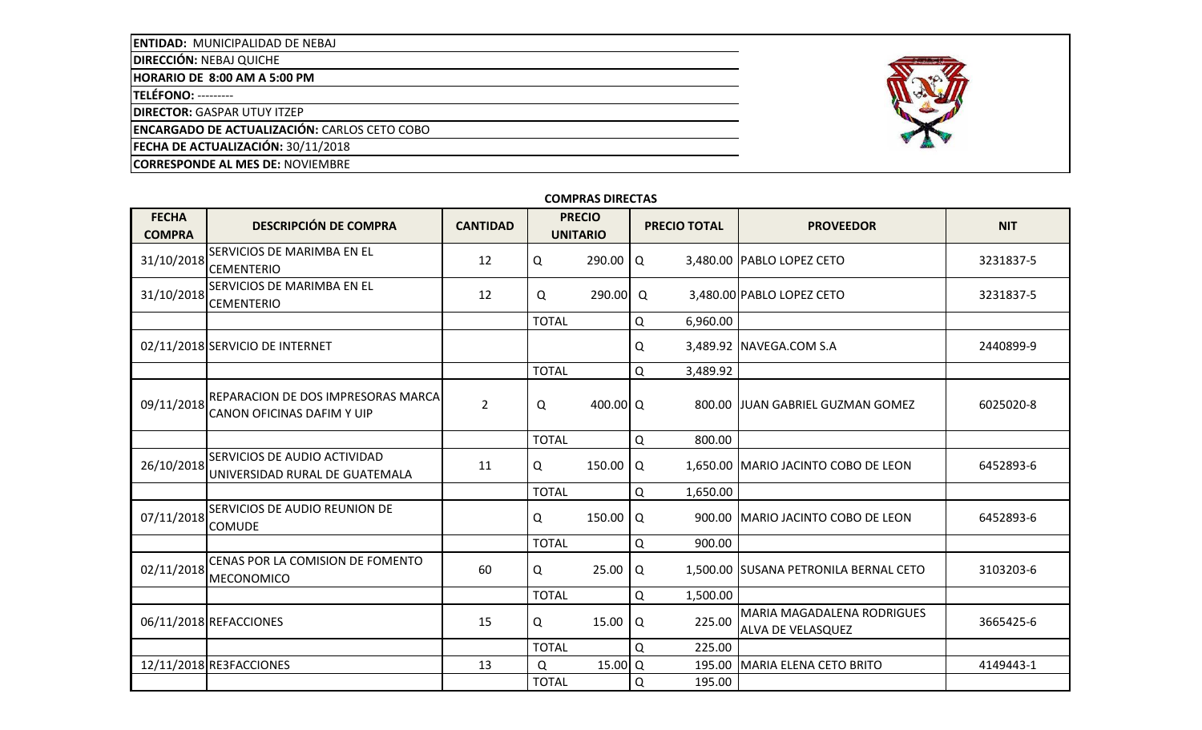**ENTIDAD:** MUNICIPALIDAD DE NEBAJ
**DIRECCIÓN:** NEBAJ QUICHE
**HORARIO DE 8:00 AM A 5:00 PM**
**TELÉFONO:** ---------
**DIRECTOR:** GASPAR UTUY ITZEP
**ENCARGADO DE ACTUALIZACIÓN:** CARLOS CETO COBO
**FECHA DE ACTUALIZACIÓN:** 30/11/2018
**CORRESPONDE AL MES DE:** NOVIEMBRE

## COMPRAS DIRECTAS

| FECHA COMPRA | DESCRIPCIÓN DE COMPRA | CANTIDAD | PRECIO UNITARIO | PRECIO TOTAL | PROVEEDOR | NIT |
|---|---|---|---|---|---|---|
| 31/10/2018 | SERVICIOS DE MARIMBA EN EL CEMENTERIO | 12 | Q 290.00 | Q 3,480.00 | PABLO LOPEZ CETO | 3231837-5 |
| 31/10/2018 | SERVICIOS DE MARIMBA EN EL CEMENTERIO | 12 | Q 290.00 | Q 3,480.00 | PABLO LOPEZ CETO | 3231837-5 |
| | | | TOTAL | Q 6,960.00 | | |
| 02/11/2018 | SERVICIO DE INTERNET | | | Q 3,489.92 | NAVEGA.COM S.A | 2440899-9 |
| | | | TOTAL | Q 3,489.92 | | |
| 09/11/2018 | REPARACION DE DOS IMPRESORAS MARCA CANON OFICINAS DAFIM Y UIP | 2 | Q 400.00 | Q 800.00 | JUAN GABRIEL GUZMAN GOMEZ | 6025020-8 |
| | | | TOTAL | Q 800.00 | | |
| 26/10/2018 | SERVICIOS DE AUDIO ACTIVIDAD UNIVERSIDAD RURAL DE GUATEMALA | 11 | Q 150.00 | Q 1,650.00 | MARIO JACINTO COBO DE LEON | 6452893-6 |
| | | | TOTAL | Q 1,650.00 | | |
| 07/11/2018 | SERVICIOS DE AUDIO REUNION DE COMUDE | | Q 150.00 | Q 900.00 | MARIO JACINTO COBO DE LEON | 6452893-6 |
| | | | TOTAL | Q 900.00 | | |
| 02/11/2018 | CENAS POR LA COMISION DE FOMENTO MECONOMICO | 60 | Q 25.00 | Q 1,500.00 | SUSANA PETRONILA BERNAL CETO | 3103203-6 |
| | | | TOTAL | Q 1,500.00 | | |
| 06/11/2018 | REFACCIONES | 15 | Q 15.00 | Q 225.00 | MARIA MAGADALENA RODRIGUES ALVA DE VELASQUEZ | 3665425-6 |
| | | | TOTAL | Q 225.00 | | |
| 12/11/2018 | RE3FACCIONES | 13 | Q 15.00 | Q 195.00 | MARIA ELENA CETO BRITO | 4149443-1 |
| | | | TOTAL | Q 195.00 | | |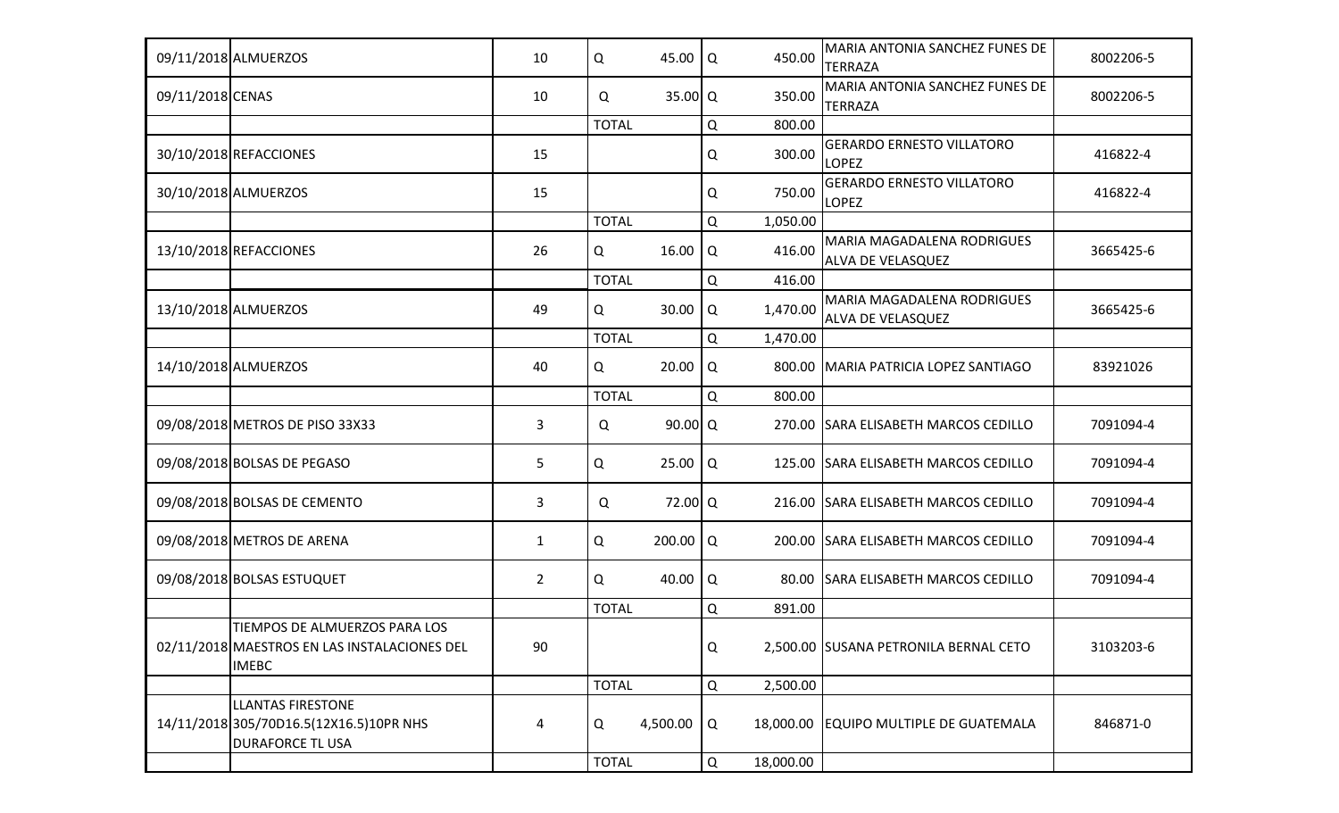| | | | | | | |
|---|---|---|---|---|---|---|
| 09/11/2018 | ALMUERZOS | 10 | Q 45.00 | Q 450.00 | MARIA ANTONIA SANCHEZ FUNES DE TERRAZA | 8002206-5 |
| 09/11/2018 | CENAS | 10 | Q 35.00 | Q 350.00 | MARIA ANTONIA SANCHEZ FUNES DE TERRAZA | 8002206-5 |
| | | | TOTAL | Q 800.00 | | |
| 30/10/2018 | REFACCIONES | 15 | | Q 300.00 | GERARDO ERNESTO VILLATORO LOPEZ | 416822-4 |
| 30/10/2018 | ALMUERZOS | 15 | | Q 750.00 | GERARDO ERNESTO VILLATORO LOPEZ | 416822-4 |
| | | | TOTAL | Q 1,050.00 | | |
| 13/10/2018 | REFACCIONES | 26 | Q 16.00 | Q 416.00 | MARIA MAGADALENA RODRIGUES ALVA DE VELASQUEZ | 3665425-6 |
| | | | TOTAL | Q 416.00 | | |
| 13/10/2018 | ALMUERZOS | 49 | Q 30.00 | Q 1,470.00 | MARIA MAGADALENA RODRIGUES ALVA DE VELASQUEZ | 3665425-6 |
| | | | TOTAL | Q 1,470.00 | | |
| 14/10/2018 | ALMUERZOS | 40 | Q 20.00 | Q 800.00 | MARIA PATRICIA LOPEZ SANTIAGO | 83921026 |
| | | | TOTAL | Q 800.00 | | |
| 09/08/2018 | METROS DE PISO 33X33 | 3 | Q 90.00 | Q 270.00 | SARA ELISABETH MARCOS CEDILLO | 7091094-4 |
| 09/08/2018 | BOLSAS DE PEGASO | 5 | Q 25.00 | Q 125.00 | SARA ELISABETH MARCOS CEDILLO | 7091094-4 |
| 09/08/2018 | BOLSAS DE CEMENTO | 3 | Q 72.00 | Q 216.00 | SARA ELISABETH MARCOS CEDILLO | 7091094-4 |
| 09/08/2018 | METROS DE ARENA | 1 | Q 200.00 | Q 200.00 | SARA ELISABETH MARCOS CEDILLO | 7091094-4 |
| 09/08/2018 | BOLSAS ESTUQUET | 2 | Q 40.00 | Q 80.00 | SARA ELISABETH MARCOS CEDILLO | 7091094-4 |
| | | | TOTAL | Q 891.00 | | |
| 02/11/2018 | TIEMPOS DE ALMUERZOS PARA LOS MAESTROS EN LAS INSTALACIONES DEL IMEBC | 90 | | Q 2,500.00 | SUSANA PETRONILA BERNAL CETO | 3103203-6 |
| | | | TOTAL | Q 2,500.00 | | |
| 14/11/2018 | LLANTAS FIRESTONE 305/70D16.5(12X16.5)10PR NHS DURAFORCE TL USA | 4 | Q 4,500.00 | Q 18,000.00 | EQUIPO MULTIPLE DE GUATEMALA | 846871-0 |
| | | | TOTAL | Q 18,000.00 | | |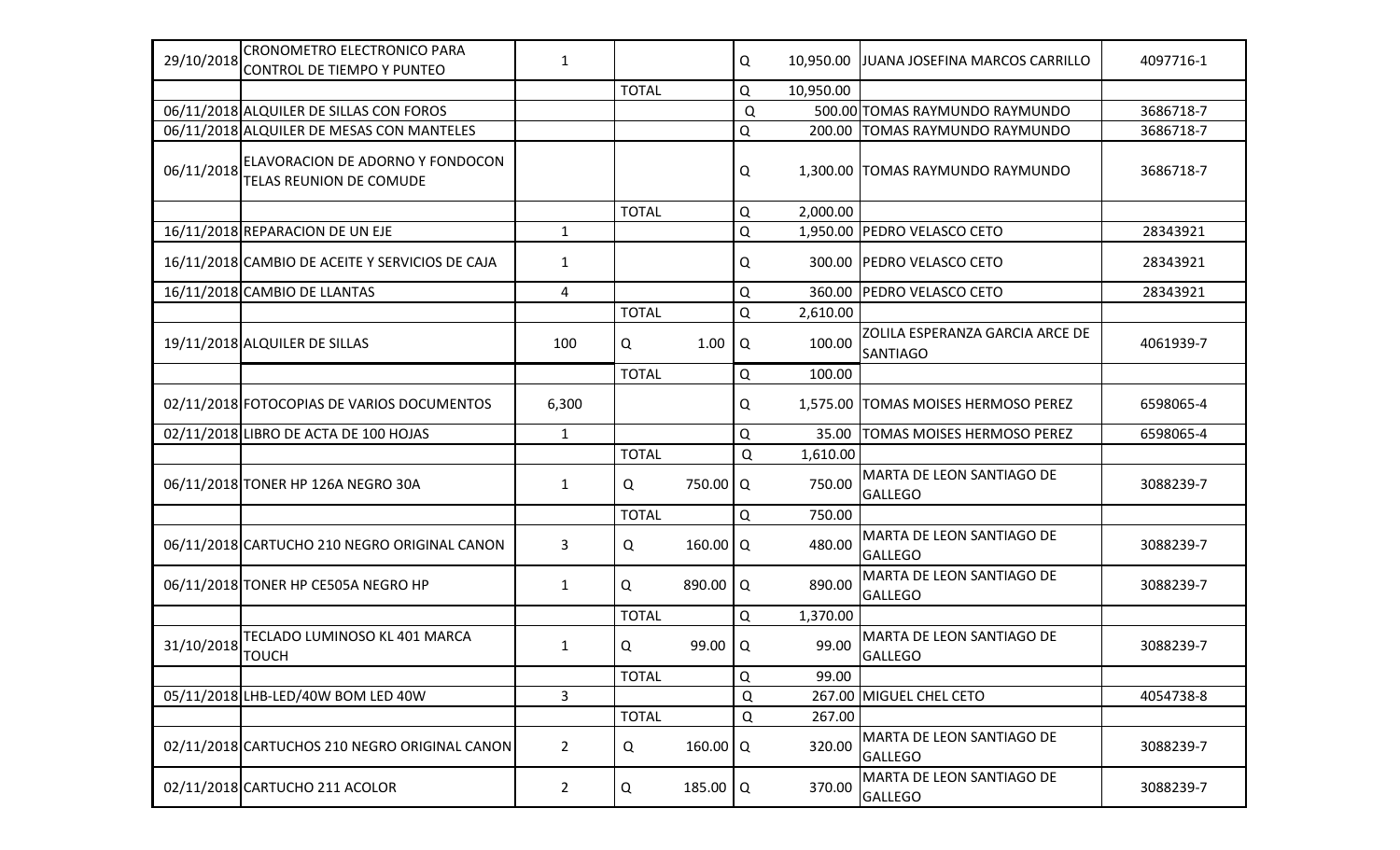| | | | | | | | |
|---|---|---|---|---|---|---|---|
| 29/10/2018 | CRONOMETRO ELECTRONICO PARA CONTROL DE TIEMPO Y PUNTEO | 1 | | Q | 10,950.00 | JUANA JOSEFINA MARCOS CARRILLO | 4097716-1 |
| | | | TOTAL | Q | 10,950.00 | | |
| 06/11/2018 | ALQUILER DE SILLAS CON FOROS | | | Q | 500.00 | TOMAS RAYMUNDO RAYMUNDO | 3686718-7 |
| 06/11/2018 | ALQUILER DE MESAS CON MANTELES | | | Q | 200.00 | TOMAS RAYMUNDO RAYMUNDO | 3686718-7 |
| 06/11/2018 | ELAVORACION DE ADORNO Y FONDOCON TELAS REUNION DE COMUDE | | | Q | 1,300.00 | TOMAS RAYMUNDO RAYMUNDO | 3686718-7 |
| | | | TOTAL | Q | 2,000.00 | | |
| 16/11/2018 | REPARACION DE UN EJE | 1 | | Q | 1,950.00 | PEDRO VELASCO CETO | 28343921 |
| 16/11/2018 | CAMBIO DE ACEITE Y SERVICIOS DE CAJA | 1 | | Q | 300.00 | PEDRO VELASCO CETO | 28343921 |
| 16/11/2018 | CAMBIO DE LLANTAS | 4 | | Q | 360.00 | PEDRO VELASCO CETO | 28343921 |
| | | | TOTAL | Q | 2,610.00 | | |
| 19/11/2018 | ALQUILER DE SILLAS | 100 | Q 1.00 | Q | 100.00 | ZOLILA ESPERANZA GARCIA ARCE DE SANTIAGO | 4061939-7 |
| | | | TOTAL | Q | 100.00 | | |
| 02/11/2018 | FOTOCOPIAS DE VARIOS DOCUMENTOS | 6,300 | | Q | 1,575.00 | TOMAS MOISES HERMOSO PEREZ | 6598065-4 |
| 02/11/2018 | LIBRO DE ACTA DE 100 HOJAS | 1 | | Q | 35.00 | TOMAS MOISES HERMOSO PEREZ | 6598065-4 |
| | | | TOTAL | Q | 1,610.00 | | |
| 06/11/2018 | TONER HP 126A NEGRO 30A | 1 | Q 750.00 | Q | 750.00 | MARTA DE LEON SANTIAGO DE GALLEGO | 3088239-7 |
| | | | TOTAL | Q | 750.00 | | |
| 06/11/2018 | CARTUCHO 210 NEGRO ORIGINAL CANON | 3 | Q 160.00 | Q | 480.00 | MARTA DE LEON SANTIAGO DE GALLEGO | 3088239-7 |
| 06/11/2018 | TONER HP CE505A NEGRO HP | 1 | Q 890.00 | Q | 890.00 | MARTA DE LEON SANTIAGO DE GALLEGO | 3088239-7 |
| | | | TOTAL | Q | 1,370.00 | | |
| 31/10/2018 | TECLADO LUMINOSO KL 401 MARCA TOUCH | 1 | Q 99.00 | Q | 99.00 | MARTA DE LEON SANTIAGO DE GALLEGO | 3088239-7 |
| | | | TOTAL | Q | 99.00 | | |
| 05/11/2018 | LHB-LED/40W BOM LED 40W | 3 | | Q | 267.00 | MIGUEL CHEL CETO | 4054738-8 |
| | | | TOTAL | Q | 267.00 | | |
| 02/11/2018 | CARTUCHOS 210 NEGRO ORIGINAL CANON | 2 | Q 160.00 | Q | 320.00 | MARTA DE LEON SANTIAGO DE GALLEGO | 3088239-7 |
| 02/11/2018 | CARTUCHO 211 ACOLOR | 2 | Q 185.00 | Q | 370.00 | MARTA DE LEON SANTIAGO DE GALLEGO | 3088239-7 |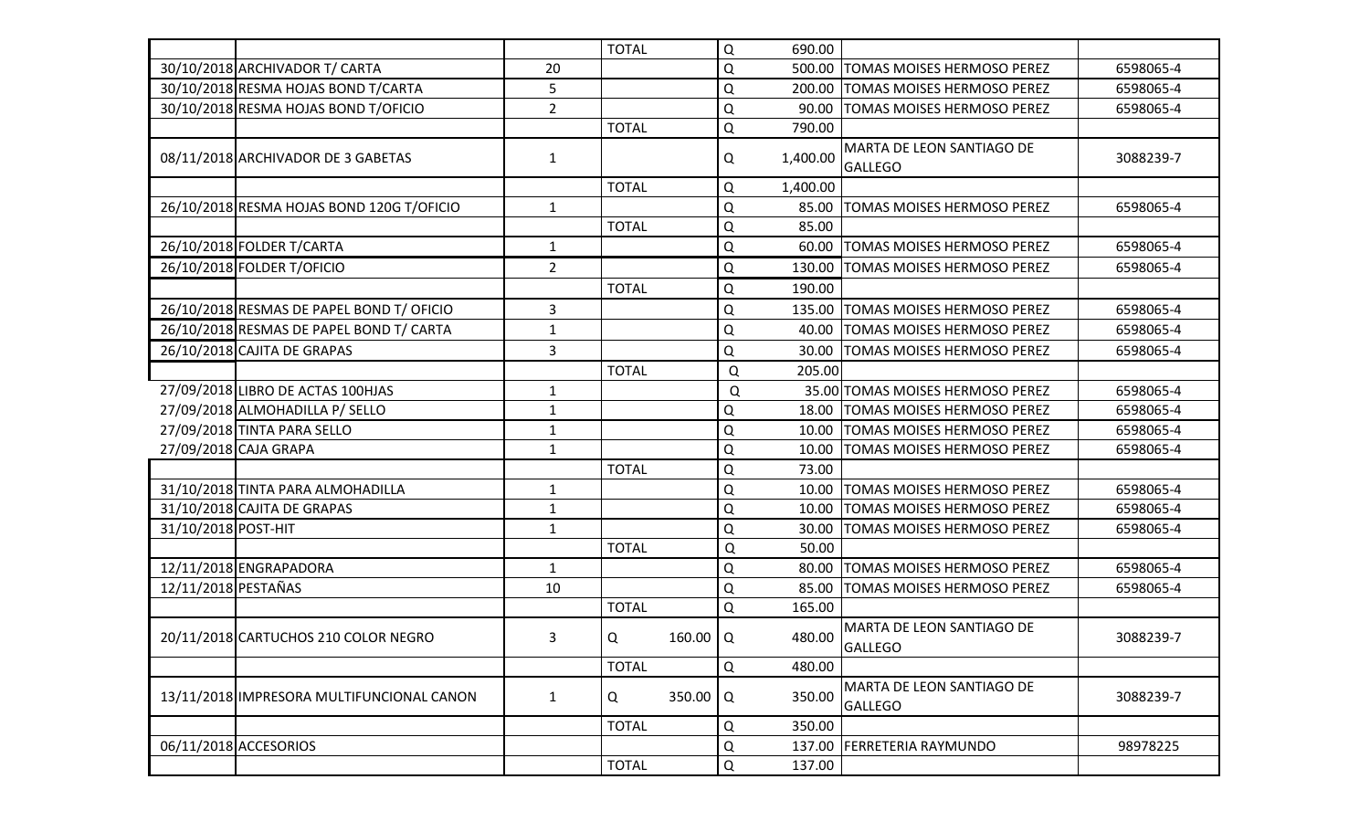| | | | | | | |
|---|---|---|---|---|---|---|
| | | | TOTAL | Q 690.00 | | |
| 30/10/2018 | ARCHIVADOR T/ CARTA | 20 | | Q 500.00 | TOMAS MOISES HERMOSO PEREZ | 6598065-4 |
| 30/10/2018 | RESMA HOJAS BOND T/CARTA | 5 | | Q 200.00 | TOMAS MOISES HERMOSO PEREZ | 6598065-4 |
| 30/10/2018 | RESMA HOJAS BOND T/OFICIO | 2 | | Q 90.00 | TOMAS MOISES HERMOSO PEREZ | 6598065-4 |
| | | | TOTAL | Q 790.00 | | |
| 08/11/2018 | ARCHIVADOR DE 3 GABETAS | 1 | | Q 1,400.00 | MARTA DE LEON SANTIAGO DE GALLEGO | 3088239-7 |
| | | | TOTAL | Q 1,400.00 | | |
| 26/10/2018 | RESMA HOJAS BOND 120G T/OFICIO | 1 | | Q 85.00 | TOMAS MOISES HERMOSO PEREZ | 6598065-4 |
| | | | TOTAL | Q 85.00 | | |
| 26/10/2018 | FOLDER T/CARTA | 1 | | Q 60.00 | TOMAS MOISES HERMOSO PEREZ | 6598065-4 |
| 26/10/2018 | FOLDER T/OFICIO | 2 | | Q 130.00 | TOMAS MOISES HERMOSO PEREZ | 6598065-4 |
| | | | TOTAL | Q 190.00 | | |
| 26/10/2018 | RESMAS DE PAPEL BOND T/ OFICIO | 3 | | Q 135.00 | TOMAS MOISES HERMOSO PEREZ | 6598065-4 |
| 26/10/2018 | RESMAS DE PAPEL BOND T/ CARTA | 1 | | Q 40.00 | TOMAS MOISES HERMOSO PEREZ | 6598065-4 |
| 26/10/2018 | CAJITA DE GRAPAS | 3 | | Q 30.00 | TOMAS MOISES HERMOSO PEREZ | 6598065-4 |
| | | | TOTAL | Q 205.00 | | |
| 27/09/2018 | LIBRO DE ACTAS 100HJAS | 1 | | Q 35.00 | TOMAS MOISES HERMOSO PEREZ | 6598065-4 |
| 27/09/2018 | ALMOHADILLA P/ SELLO | 1 | | Q 18.00 | TOMAS MOISES HERMOSO PEREZ | 6598065-4 |
| 27/09/2018 | TINTA PARA SELLO | 1 | | Q 10.00 | TOMAS MOISES HERMOSO PEREZ | 6598065-4 |
| 27/09/2018 | CAJA GRAPA | 1 | | Q 10.00 | TOMAS MOISES HERMOSO PEREZ | 6598065-4 |
| | | | TOTAL | Q 73.00 | | |
| 31/10/2018 | TINTA PARA ALMOHADILLA | 1 | | Q 10.00 | TOMAS MOISES HERMOSO PEREZ | 6598065-4 |
| 31/10/2018 | CAJITA DE GRAPAS | 1 | | Q 10.00 | TOMAS MOISES HERMOSO PEREZ | 6598065-4 |
| 31/10/2018 | POST-HIT | 1 | | Q 30.00 | TOMAS MOISES HERMOSO PEREZ | 6598065-4 |
| | | | TOTAL | Q 50.00 | | |
| 12/11/2018 | ENGRAPADORA | 1 | | Q 80.00 | TOMAS MOISES HERMOSO PEREZ | 6598065-4 |
| 12/11/2018 | PESTAÑAS | 10 | | Q 85.00 | TOMAS MOISES HERMOSO PEREZ | 6598065-4 |
| | | | TOTAL | Q 165.00 | | |
| 20/11/2018 | CARTUCHOS 210 COLOR NEGRO | 3 | Q 160.00 | Q 480.00 | MARTA DE LEON SANTIAGO DE GALLEGO | 3088239-7 |
| | | | TOTAL | Q 480.00 | | |
| 13/11/2018 | IMPRESORA MULTIFUNCIONAL CANON | 1 | Q 350.00 | Q 350.00 | MARTA DE LEON SANTIAGO DE GALLEGO | 3088239-7 |
| | | | TOTAL | Q 350.00 | | |
| 06/11/2018 | ACCESORIOS | | | Q 137.00 | FERRETERIA RAYMUNDO | 98978225 |
| | | | TOTAL | Q 137.00 | | |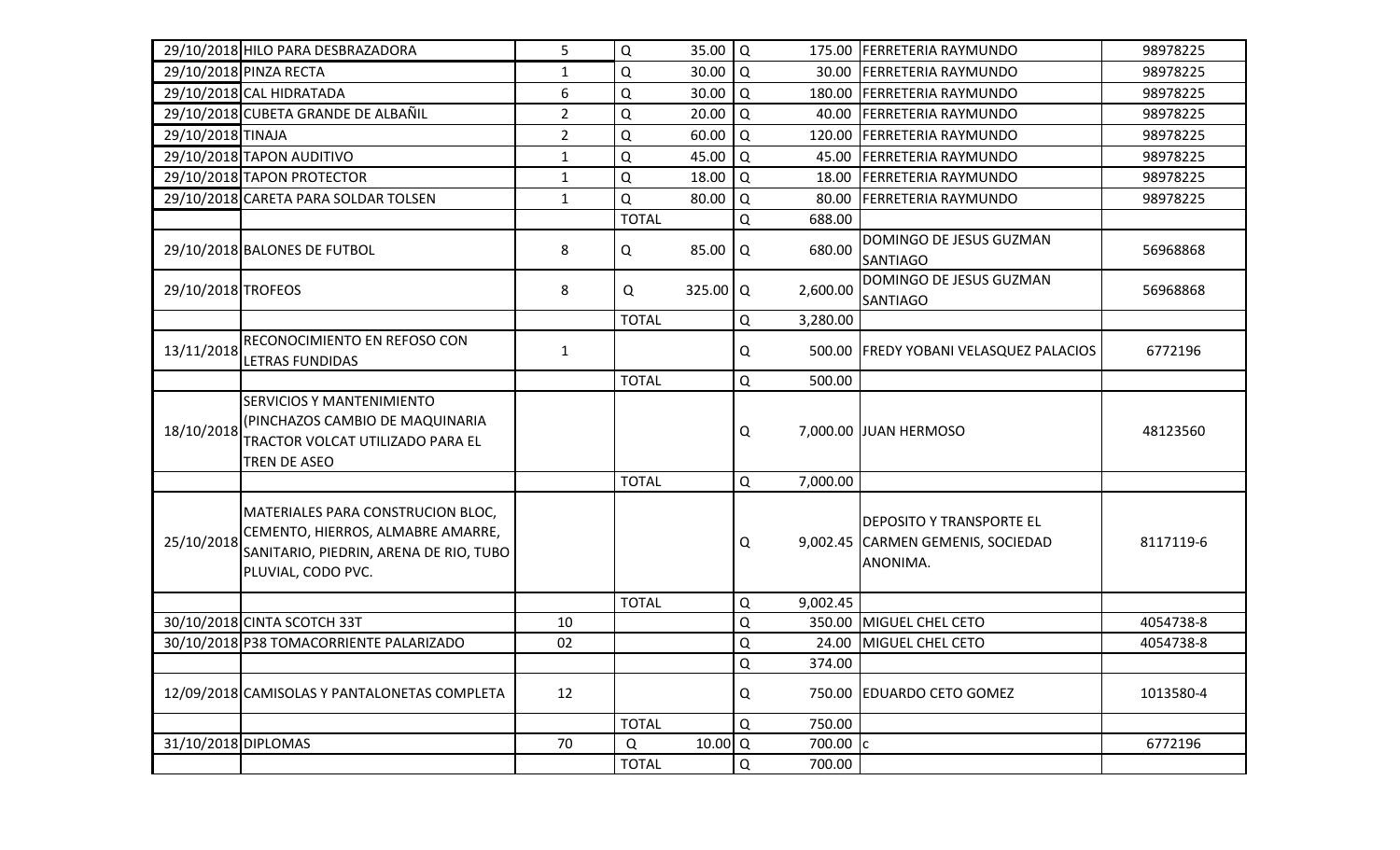| | | | | | | | | | |
|---|---|---|---|---|---|---|---|---|---|
| 29/10/2018 | HILO PARA DESBRAZADORA | 5 | Q | 35.00 | Q | 175.00 | FERRETERIA RAYMUNDO | 98978225 |
| 29/10/2018 | PINZA RECTA | 1 | Q | 30.00 | Q | 30.00 | FERRETERIA RAYMUNDO | 98978225 |
| 29/10/2018 | CAL HIDRATADA | 6 | Q | 30.00 | Q | 180.00 | FERRETERIA RAYMUNDO | 98978225 |
| 29/10/2018 | CUBETA GRANDE DE ALBAÑIL | 2 | Q | 20.00 | Q | 40.00 | FERRETERIA RAYMUNDO | 98978225 |
| 29/10/2018 | TINAJA | 2 | Q | 60.00 | Q | 120.00 | FERRETERIA RAYMUNDO | 98978225 |
| 29/10/2018 | TAPON AUDITIVO | 1 | Q | 45.00 | Q | 45.00 | FERRETERIA RAYMUNDO | 98978225 |
| 29/10/2018 | TAPON PROTECTOR | 1 | Q | 18.00 | Q | 18.00 | FERRETERIA RAYMUNDO | 98978225 |
| 29/10/2018 | CARETA PARA SOLDAR TOLSEN | 1 | Q | 80.00 | Q | 80.00 | FERRETERIA RAYMUNDO | 98978225 |
| | | | TOTAL | | Q | 688.00 | | |
| 29/10/2018 | BALONES DE FUTBOL | 8 | Q | 85.00 | Q | 680.00 | DOMINGO DE JESUS GUZMAN SANTIAGO | 56968868 |
| 29/10/2018 | TROFEOS | 8 | Q | 325.00 | Q | 2,600.00 | DOMINGO DE JESUS GUZMAN SANTIAGO | 56968868 |
| | | | TOTAL | | Q | 3,280.00 | | |
| 13/11/2018 | RECONOCIMIENTO EN REFOSO CON LETRAS FUNDIDAS | 1 | | | Q | 500.00 | FREDY YOBANI VELASQUEZ PALACIOS | 6772196 |
| | | | TOTAL | | Q | 500.00 | | |
| 18/10/2018 | SERVICIOS Y MANTENIMIENTO (PINCHAZOS CAMBIO DE MAQUINARIA TRACTOR VOLCAT UTILIZADO PARA EL TREN DE ASEO | | | | Q | 7,000.00 | JUAN HERMOSO | 48123560 |
| | | | TOTAL | | Q | 7,000.00 | | |
| 25/10/2018 | MATERIALES PARA CONSTRUCION BLOC, CEMENTO, HIERROS, ALMABRE AMARRE, SANITARIO, PIEDRIN, ARENA DE RIO, TUBO PLUVIAL, CODO PVC. | | | | Q | 9,002.45 | DEPOSITO Y TRANSPORTE EL CARMEN GEMENIS, SOCIEDAD ANONIMA. | 8117119-6 |
| | | | TOTAL | | Q | 9,002.45 | | |
| 30/10/2018 | CINTA SCOTCH 33T | 10 | | | Q | 350.00 | MIGUEL CHEL CETO | 4054738-8 |
| 30/10/2018 | P38 TOMACORRIENTE PALARIZADO | 02 | | | Q | 24.00 | MIGUEL CHEL CETO | 4054738-8 |
| | | | | | Q | 374.00 | | |
| 12/09/2018 | CAMISOLAS Y PANTALONETAS COMPLETA | 12 | | | Q | 750.00 | EDUARDO CETO GOMEZ | 1013580-4 |
| | | | TOTAL | | Q | 750.00 | | |
| 31/10/2018 | DIPLOMAS | 70 | Q | 10.00 | Q | 700.00 | c | 6772196 |
| | | | TOTAL | | Q | 700.00 | | |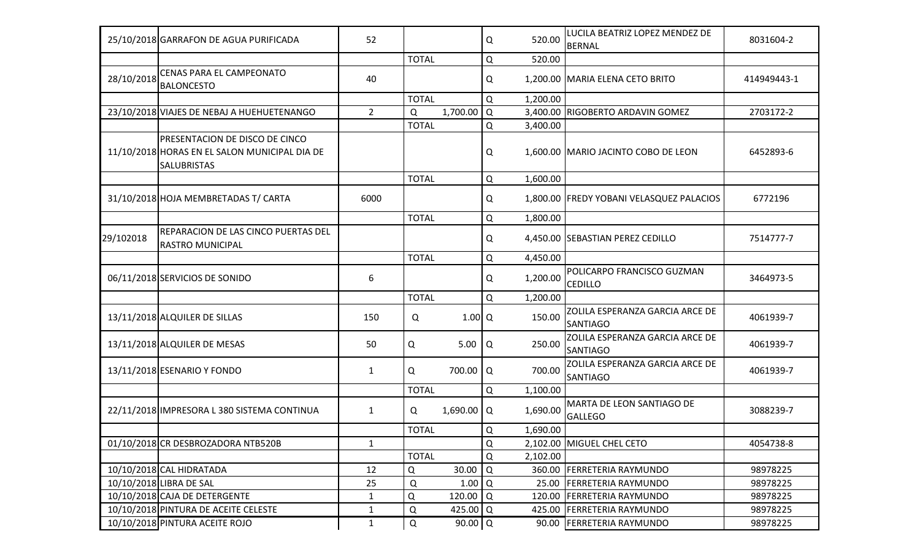| | | | | | | |
|---|---|---|---|---|---|---|
| 25/10/2018 | GARRAFON DE AGUA PURIFICADA | 52 | | Q 520.00 | LUCILA BEATRIZ LOPEZ MENDEZ DE BERNAL | 8031604-2 |
| | | | TOTAL | Q 520.00 | | |
| 28/10/2018 | CENAS PARA EL CAMPEONATO BALONCESTO | 40 | | Q 1,200.00 | MARIA ELENA CETO BRITO | 414949443-1 |
| | | | TOTAL | Q 1,200.00 | | |
| 23/10/2018 | VIAJES DE NEBAJ A HUEHUETENANGO | 2 | Q 1,700.00 | Q 3,400.00 | RIGOBERTO ARDAVIN GOMEZ | 2703172-2 |
| | | | TOTAL | Q 3,400.00 | | |
| 11/10/2018 | PRESENTACION DE DISCO DE CINCO HORAS EN EL SALON MUNICIPAL DIA DE SALUBRISTAS | | | Q 1,600.00 | MARIO JACINTO COBO DE LEON | 6452893-6 |
| | | | TOTAL | Q 1,600.00 | | |
| 31/10/2018 | HOJA MEMBRETADAS T/ CARTA | 6000 | | Q 1,800.00 | FREDY YOBANI VELASQUEZ PALACIOS | 6772196 |
| | | | TOTAL | Q 1,800.00 | | |
| 29/102018 | REPARACION DE LAS CINCO PUERTAS DEL RASTRO MUNICIPAL | | | Q 4,450.00 | SEBASTIAN PEREZ CEDILLO | 7514777-7 |
| | | | TOTAL | Q 4,450.00 | | |
| 06/11/2018 | SERVICIOS DE SONIDO | 6 | | Q 1,200.00 | POLICARPO FRANCISCO GUZMAN CEDILLO | 3464973-5 |
| | | | TOTAL | Q 1,200.00 | | |
| 13/11/2018 | ALQUILER DE SILLAS | 150 | Q 1.00 | Q 150.00 | ZOLILA ESPERANZA GARCIA ARCE DE SANTIAGO | 4061939-7 |
| 13/11/2018 | ALQUILER DE MESAS | 50 | Q 5.00 | Q 250.00 | ZOLILA ESPERANZA GARCIA ARCE DE SANTIAGO | 4061939-7 |
| 13/11/2018 | ESENARIO Y FONDO | 1 | Q 700.00 | Q 700.00 | ZOLILA ESPERANZA GARCIA ARCE DE SANTIAGO | 4061939-7 |
| | | | TOTAL | Q 1,100.00 | | |
| 22/11/2018 | IMPRESORA L 380 SISTEMA CONTINUA | 1 | Q 1,690.00 | Q 1,690.00 | MARTA DE LEON SANTIAGO DE GALLEGO | 3088239-7 |
| | | | TOTAL | Q 1,690.00 | | |
| 01/10/2018 | CR DESBROZADORA NTB520B | 1 | | Q 2,102.00 | MIGUEL CHEL CETO | 4054738-8 |
| | | | TOTAL | Q 2,102.00 | | |
| 10/10/2018 | CAL HIDRATADA | 12 | Q 30.00 | Q 360.00 | FERRETERIA RAYMUNDO | 98978225 |
| 10/10/2018 | LIBRA DE SAL | 25 | Q 1.00 | Q 25.00 | FERRETERIA RAYMUNDO | 98978225 |
| 10/10/2018 | CAJA DE DETERGENTE | 1 | Q 120.00 | Q 120.00 | FERRETERIA RAYMUNDO | 98978225 |
| 10/10/2018 | PINTURA DE ACEITE CELESTE | 1 | Q 425.00 | Q 425.00 | FERRETERIA RAYMUNDO | 98978225 |
| 10/10/2018 | PINTURA ACEITE ROJO | 1 | Q 90.00 | Q 90.00 | FERRETERIA RAYMUNDO | 98978225 |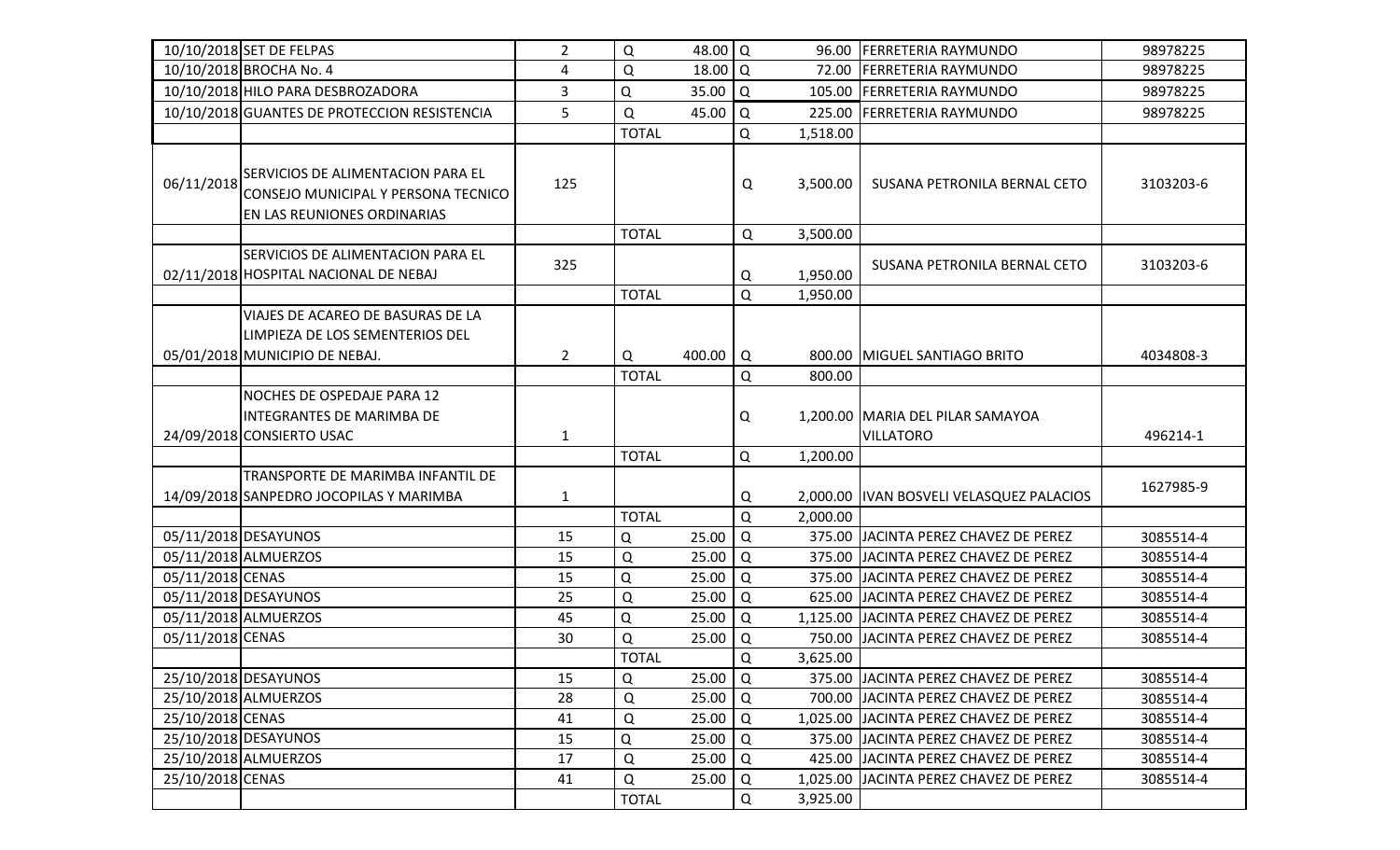| | | | | | | | | |
|---|---|---|---|---|---|---|---|---|
| 10/10/2018 | SET DE FELPAS | 2 | Q | 48.00 | Q | 96.00 | FERRETERIA RAYMUNDO | 98978225 |
| 10/10/2018 | BROCHA No. 4 | 4 | Q | 18.00 | Q | 72.00 | FERRETERIA RAYMUNDO | 98978225 |
| 10/10/2018 | HILO PARA DESBROZADORA | 3 | Q | 35.00 | Q | 105.00 | FERRETERIA RAYMUNDO | 98978225 |
| 10/10/2018 | GUANTES DE PROTECCION RESISTENCIA | 5 | Q | 45.00 | Q | 225.00 | FERRETERIA RAYMUNDO | 98978225 |
| | | | TOTAL | | Q | 1,518.00 | | |
| 06/11/2018 | SERVICIOS DE ALIMENTACION PARA EL CONSEJO MUNICIPAL Y PERSONA TECNICO EN LAS REUNIONES ORDINARIAS | 125 | | | Q | 3,500.00 | SUSANA PETRONILA BERNAL CETO | 3103203-6 |
| | | | TOTAL | | Q | 3,500.00 | | |
| 02/11/2018 | SERVICIOS DE ALIMENTACION PARA EL HOSPITAL NACIONAL DE NEBAJ | 325 | | | Q | 1,950.00 | SUSANA PETRONILA BERNAL CETO | 3103203-6 |
| | | | TOTAL | | Q | 1,950.00 | | |
| 05/01/2018 | VIAJES DE ACAREO DE BASURAS DE LA LIMPIEZA DE LOS SEMENTERIOS DEL MUNICIPIO DE NEBAJ. | 2 | Q | 400.00 | Q | 800.00 | MIGUEL SANTIAGO BRITO | 4034808-3 |
| | | | TOTAL | | Q | 800.00 | | |
| 24/09/2018 | NOCHES DE OSPEDAJE PARA 12 INTEGRANTES DE MARIMBA DE CONSIERTO USAC | 1 | | | Q | 1,200.00 | MARIA DEL PILAR SAMAYOA VILLATORO | 496214-1 |
| | | | TOTAL | | Q | 1,200.00 | | |
| 14/09/2018 | TRANSPORTE DE MARIMBA INFANTIL DE SANPEDRO JOCOPILAS Y MARIMBA | 1 | | | Q | 2,000.00 | IVAN BOSVELI VELASQUEZ PALACIOS | 1627985-9 |
| | | | TOTAL | | Q | 2,000.00 | | |
| 05/11/2018 | DESAYUNOS | 15 | Q | 25.00 | Q | 375.00 | JACINTA PEREZ CHAVEZ DE PEREZ | 3085514-4 |
| 05/11/2018 | ALMUERZOS | 15 | Q | 25.00 | Q | 375.00 | JACINTA PEREZ CHAVEZ DE PEREZ | 3085514-4 |
| 05/11/2018 | CENAS | 15 | Q | 25.00 | Q | 375.00 | JACINTA PEREZ CHAVEZ DE PEREZ | 3085514-4 |
| 05/11/2018 | DESAYUNOS | 25 | Q | 25.00 | Q | 625.00 | JACINTA PEREZ CHAVEZ DE PEREZ | 3085514-4 |
| 05/11/2018 | ALMUERZOS | 45 | Q | 25.00 | Q | 1,125.00 | JACINTA PEREZ CHAVEZ DE PEREZ | 3085514-4 |
| 05/11/2018 | CENAS | 30 | Q | 25.00 | Q | 750.00 | JACINTA PEREZ CHAVEZ DE PEREZ | 3085514-4 |
| | | | TOTAL | | Q | 3,625.00 | | |
| 25/10/2018 | DESAYUNOS | 15 | Q | 25.00 | Q | 375.00 | JACINTA PEREZ CHAVEZ DE PEREZ | 3085514-4 |
| 25/10/2018 | ALMUERZOS | 28 | Q | 25.00 | Q | 700.00 | JACINTA PEREZ CHAVEZ DE PEREZ | 3085514-4 |
| 25/10/2018 | CENAS | 41 | Q | 25.00 | Q | 1,025.00 | JACINTA PEREZ CHAVEZ DE PEREZ | 3085514-4 |
| 25/10/2018 | DESAYUNOS | 15 | Q | 25.00 | Q | 375.00 | JACINTA PEREZ CHAVEZ DE PEREZ | 3085514-4 |
| 25/10/2018 | ALMUERZOS | 17 | Q | 25.00 | Q | 425.00 | JACINTA PEREZ CHAVEZ DE PEREZ | 3085514-4 |
| 25/10/2018 | CENAS | 41 | Q | 25.00 | Q | 1,025.00 | JACINTA PEREZ CHAVEZ DE PEREZ | 3085514-4 |
| | | | TOTAL | | Q | 3,925.00 | | |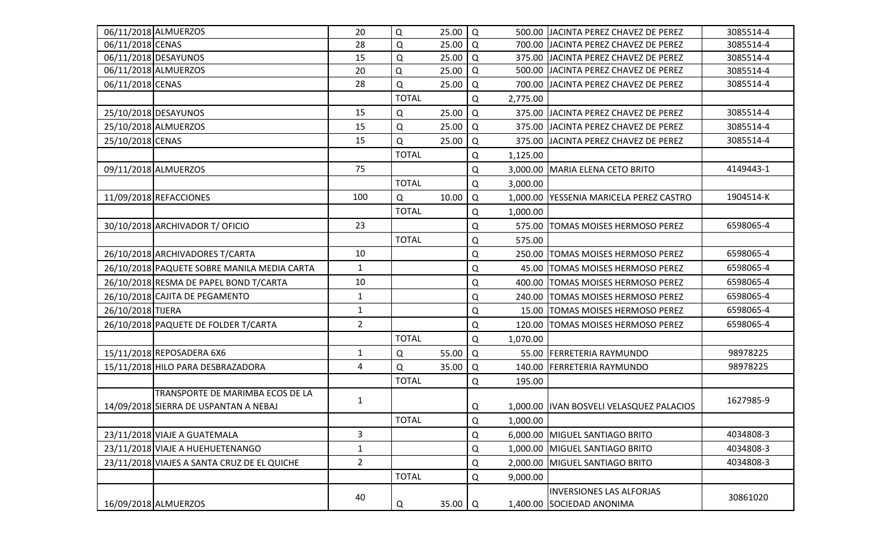| | | | | | | | | |
|---|---|---|---|---|---|---|---|---|
| 06/11/2018 | ALMUERZOS | 20 | Q | 25.00 | Q | 500.00 | JACINTA PEREZ CHAVEZ DE PEREZ | 3085514-4 |
| 06/11/2018 | CENAS | 28 | Q | 25.00 | Q | 700.00 | JACINTA PEREZ CHAVEZ DE PEREZ | 3085514-4 |
| 06/11/2018 | DESAYUNOS | 15 | Q | 25.00 | Q | 375.00 | JACINTA PEREZ CHAVEZ DE PEREZ | 3085514-4 |
| 06/11/2018 | ALMUERZOS | 20 | Q | 25.00 | Q | 500.00 | JACINTA PEREZ CHAVEZ DE PEREZ | 3085514-4 |
| 06/11/2018 | CENAS | 28 | Q | 25.00 | Q | 700.00 | JACINTA PEREZ CHAVEZ DE PEREZ | 3085514-4 |
| | | | TOTAL | | Q | 2,775.00 | | |
| 25/10/2018 | DESAYUNOS | 15 | Q | 25.00 | Q | 375.00 | JACINTA PEREZ CHAVEZ DE PEREZ | 3085514-4 |
| 25/10/2018 | ALMUERZOS | 15 | Q | 25.00 | Q | 375.00 | JACINTA PEREZ CHAVEZ DE PEREZ | 3085514-4 |
| 25/10/2018 | CENAS | 15 | Q | 25.00 | Q | 375.00 | JACINTA PEREZ CHAVEZ DE PEREZ | 3085514-4 |
| | | | TOTAL | | Q | 1,125.00 | | |
| 09/11/2018 | ALMUERZOS | 75 | | | Q | 3,000.00 | MARIA ELENA CETO BRITO | 4149443-1 |
| | | | TOTAL | | Q | 3,000.00 | | |
| 11/09/2018 | REFACCIONES | 100 | Q | 10.00 | Q | 1,000.00 | YESSENIA MARICELA PEREZ CASTRO | 1904514-K |
| | | | TOTAL | | Q | 1,000.00 | | |
| 30/10/2018 | ARCHIVADOR T/ OFICIO | 23 | | | Q | 575.00 | TOMAS MOISES HERMOSO PEREZ | 6598065-4 |
| | | | TOTAL | | Q | 575.00 | | |
| 26/10/2018 | ARCHIVADORES T/CARTA | 10 | | | Q | 250.00 | TOMAS MOISES HERMOSO PEREZ | 6598065-4 |
| 26/10/2018 | PAQUETE SOBRE MANILA MEDIA CARTA | 1 | | | Q | 45.00 | TOMAS MOISES HERMOSO PEREZ | 6598065-4 |
| 26/10/2018 | RESMA DE PAPEL BOND T/CARTA | 10 | | | Q | 400.00 | TOMAS MOISES HERMOSO PEREZ | 6598065-4 |
| 26/10/2018 | CAJITA DE PEGAMENTO | 1 | | | Q | 240.00 | TOMAS MOISES HERMOSO PEREZ | 6598065-4 |
| 26/10/2018 | TIJERA | 1 | | | Q | 15.00 | TOMAS MOISES HERMOSO PEREZ | 6598065-4 |
| 26/10/2018 | PAQUETE DE FOLDER T/CARTA | 2 | | | Q | 120.00 | TOMAS MOISES HERMOSO PEREZ | 6598065-4 |
| | | | TOTAL | | Q | 1,070.00 | | |
| 15/11/2018 | REPOSADERA 6X6 | 1 | Q | 55.00 | Q | 55.00 | FERRETERIA RAYMUNDO | 98978225 |
| 15/11/2018 | HILO PARA DESBRAZADORA | 4 | Q | 35.00 | Q | 140.00 | FERRETERIA RAYMUNDO | 98978225 |
| | | | TOTAL | | Q | 195.00 | | |
| 14/09/2018 | TRANSPORTE DE MARIMBA ECOS DE LA SIERRA DE USPANTAN A NEBAJ | 1 | | | Q | 1,000.00 | IVAN BOSVELI VELASQUEZ PALACIOS | 1627985-9 |
| | | | TOTAL | | Q | 1,000.00 | | |
| 23/11/2018 | VIAJE A GUATEMALA | 3 | | | Q | 6,000.00 | MIGUEL SANTIAGO BRITO | 4034808-3 |
| 23/11/2018 | VIAJE A HUEHUETENANGO | 1 | | | Q | 1,000.00 | MIGUEL SANTIAGO BRITO | 4034808-3 |
| 23/11/2018 | VIAJES A SANTA CRUZ DE EL QUICHE | 2 | | | Q | 2,000.00 | MIGUEL SANTIAGO BRITO | 4034808-3 |
| | | | TOTAL | | Q | 9,000.00 | | |
| 16/09/2018 | ALMUERZOS | 40 | Q | 35.00 | Q | 1,400.00 | INVERSIONES LAS ALFORJAS SOCIEDAD ANONIMA | 30861020 |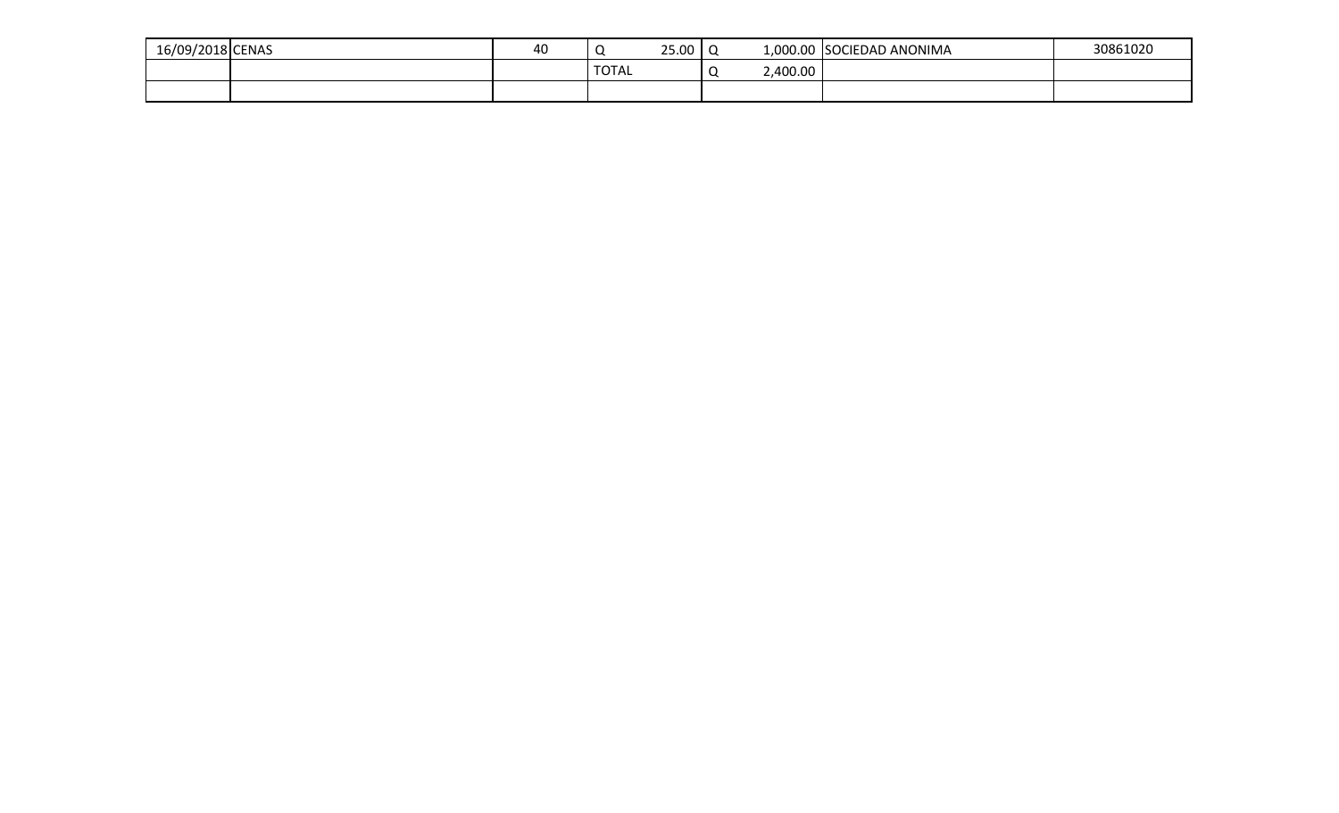| | | | | | | |
|---|---|---|---|---|---|---|
| 16/09/2018 | CENAS | 40 | Q 25.00 | Q 1,000.00 | SOCIEDAD ANONIMA | 30861020 |
| | | | TOTAL | Q 2,400.00 | | |
| | | | | | | |